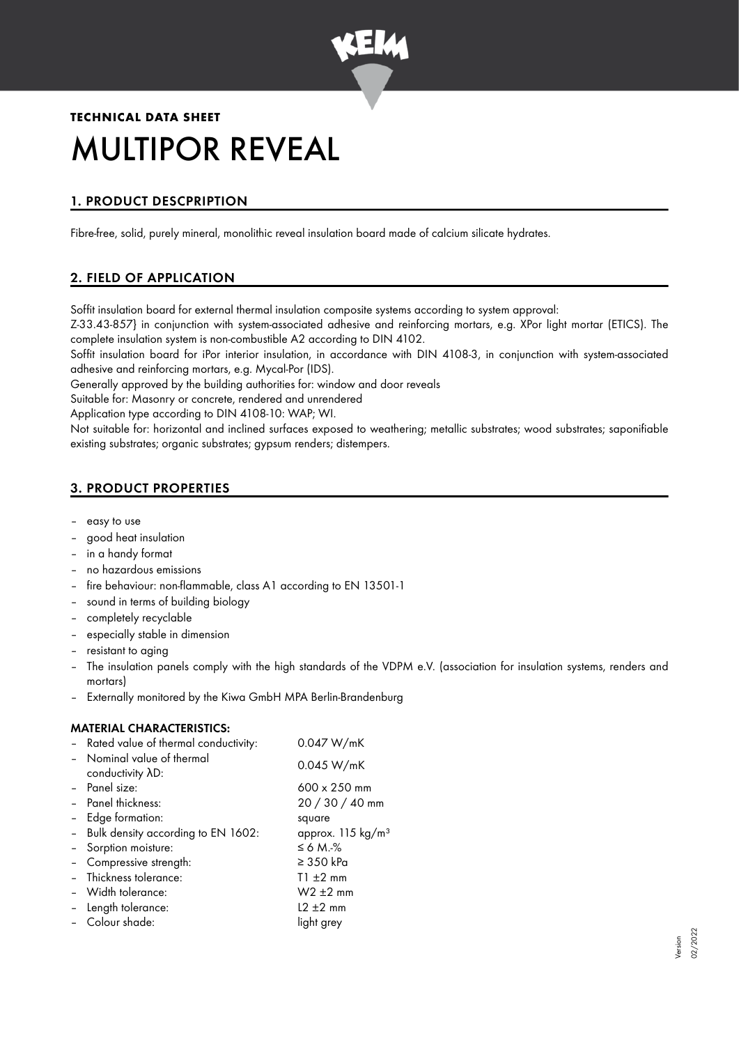**TECHNICAL DATA SHEET**

# MULTIPOR REVEAL

## 1. PRODUCT DESCPRIPTION

Fibre-free, solid, purely mineral, monolithic reveal insulation board made of calcium silicate hydrates.

## 2. FIELD OF APPLICATION

Soffit insulation board for external thermal insulation composite systems according to system approval:
Z-33.43-857} in conjunction with system-associated adhesive and reinforcing mortars, e.g. XPor light mortar (ETICS). The complete insulation system is non-combustible A2 according to DIN 4102.
Soffit insulation board for iPor interior insulation, in accordance with DIN 4108-3, in conjunction with system-associated adhesive and reinforcing mortars, e.g. Mycal-Por (IDS).
Generally approved by the building authorities for: window and door reveals
Suitable for: Masonry or concrete, rendered and unrendered
Application type according to DIN 4108-10: WAP; WI.
Not suitable for: horizontal and inclined surfaces exposed to weathering; metallic substrates; wood substrates; saponifiable existing substrates; organic substrates; gypsum renders; distempers.

## 3. PRODUCT PROPERTIES

- easy to use
- good heat insulation
- in a handy format
- no hazardous emissions
- fire behaviour: non-flammable, class A1 according to EN 13501-1
- sound in terms of building biology
- completely recyclable
- especially stable in dimension
- resistant to aging
- The insulation panels comply with the high standards of the VDPM e.V. (association for insulation systems, renders and mortars)
- Externally monitored by the Kiwa GmbH MPA Berlin-Brandenburg

### MATERIAL CHARACTERISTICS:

- Rated value of thermal conductivity: 0.047 W/mK
- Nominal value of thermal conductivity λD: 0.045 W/mK
- Panel size: 600 x 250 mm
- Panel thickness: 20 / 30 / 40 mm
- Edge formation: square
- Bulk density according to EN 1602: approx. 115 kg/m³
- Sorption moisture: ≤ 6 M.-%
- Compressive strength: ≥ 350 kPa
- Thickness tolerance: T1 ±2 mm
- Width tolerance: W2 ±2 mm
- Length tolerance: L2 ±2 mm
- Colour shade: light grey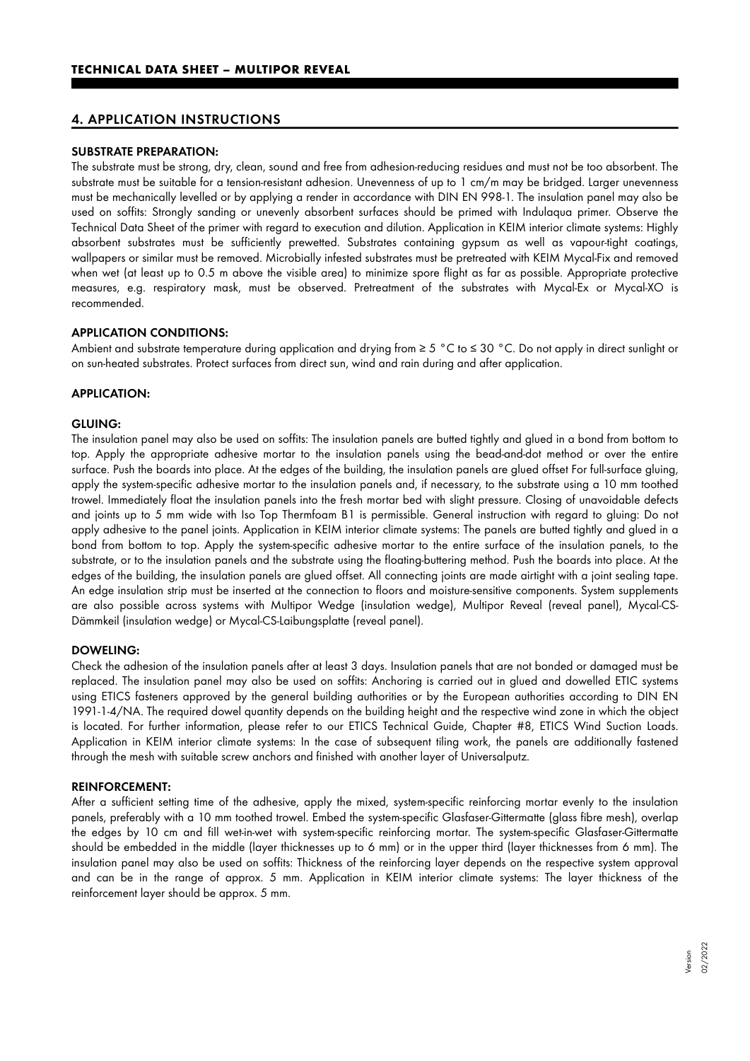## 4. APPLICATION INSTRUCTIONS

### SUBSTRATE PREPARATION:

The substrate must be strong, dry, clean, sound and free from adhesion-reducing residues and must not be too absorbent. The substrate must be suitable for a tension-resistant adhesion. Unevenness of up to 1 cm/m may be bridged. Larger unevenness must be mechanically levelled or by applying a render in accordance with DIN EN 998-1. The insulation panel may also be used on soffits: Strongly sanding or unevenly absorbent surfaces should be primed with Indulaqua primer. Observe the Technical Data Sheet of the primer with regard to execution and dilution. Application in KEIM interior climate systems: Highly absorbent substrates must be sufficiently prewetted. Substrates containing gypsum as well as vapour-tight coatings, wallpapers or similar must be removed. Microbially infested substrates must be pretreated with KEIM Mycal-Fix and removed when wet (at least up to 0.5 m above the visible area) to minimize spore flight as far as possible. Appropriate protective measures, e.g. respiratory mask, must be observed. Pretreatment of the substrates with Mycal-Ex or Mycal-XO is recommended.

### APPLICATION CONDITIONS:

Ambient and substrate temperature during application and drying from ≥ 5 °C to ≤ 30 °C. Do not apply in direct sunlight or on sun-heated substrates. Protect surfaces from direct sun, wind and rain during and after application.

### APPLICATION:

### GLUING:

The insulation panel may also be used on soffits: The insulation panels are butted tightly and glued in a bond from bottom to top. Apply the appropriate adhesive mortar to the insulation panels using the bead-and-dot method or over the entire surface. Push the boards into place. At the edges of the building, the insulation panels are glued offset For full-surface gluing, apply the system-specific adhesive mortar to the insulation panels and, if necessary, to the substrate using a 10 mm toothed trowel. Immediately float the insulation panels into the fresh mortar bed with slight pressure. Closing of unavoidable defects and joints up to 5 mm wide with Iso Top Thermfoam B1 is permissible. General instruction with regard to gluing: Do not apply adhesive to the panel joints. Application in KEIM interior climate systems: The panels are butted tightly and glued in a bond from bottom to top. Apply the system-specific adhesive mortar to the entire surface of the insulation panels, to the substrate, or to the insulation panels and the substrate using the floating-buttering method. Push the boards into place. At the edges of the building, the insulation panels are glued offset. All connecting joints are made airtight with a joint sealing tape. An edge insulation strip must be inserted at the connection to floors and moisture-sensitive components. System supplements are also possible across systems with Multipor Wedge (insulation wedge), Multipor Reveal (reveal panel), Mycal-CS-Dämmkeil (insulation wedge) or Mycal-CS-Laibungsplatte (reveal panel).

### DOWELING:

Check the adhesion of the insulation panels after at least 3 days. Insulation panels that are not bonded or damaged must be replaced. The insulation panel may also be used on soffits: Anchoring is carried out in glued and dowelled ETIC systems using ETICS fasteners approved by the general building authorities or by the European authorities according to DIN EN 1991-1-4/NA. The required dowel quantity depends on the building height and the respective wind zone in which the object is located. For further information, please refer to our ETICS Technical Guide, Chapter #8, ETICS Wind Suction Loads. Application in KEIM interior climate systems: In the case of subsequent tiling work, the panels are additionally fastened through the mesh with suitable screw anchors and finished with another layer of Universalputz.

### REINFORCEMENT:

After a sufficient setting time of the adhesive, apply the mixed, system-specific reinforcing mortar evenly to the insulation panels, preferably with a 10 mm toothed trowel. Embed the system-specific Glasfaser-Gittermatte (glass fibre mesh), overlap the edges by 10 cm and fill wet-in-wet with system-specific reinforcing mortar. The system-specific Glasfaser-Gittermatte should be embedded in the middle (layer thicknesses up to 6 mm) or in the upper third (layer thicknesses from 6 mm). The insulation panel may also be used on soffits: Thickness of the reinforcing layer depends on the respective system approval and can be in the range of approx. 5 mm. Application in KEIM interior climate systems: The layer thickness of the reinforcement layer should be approx. 5 mm.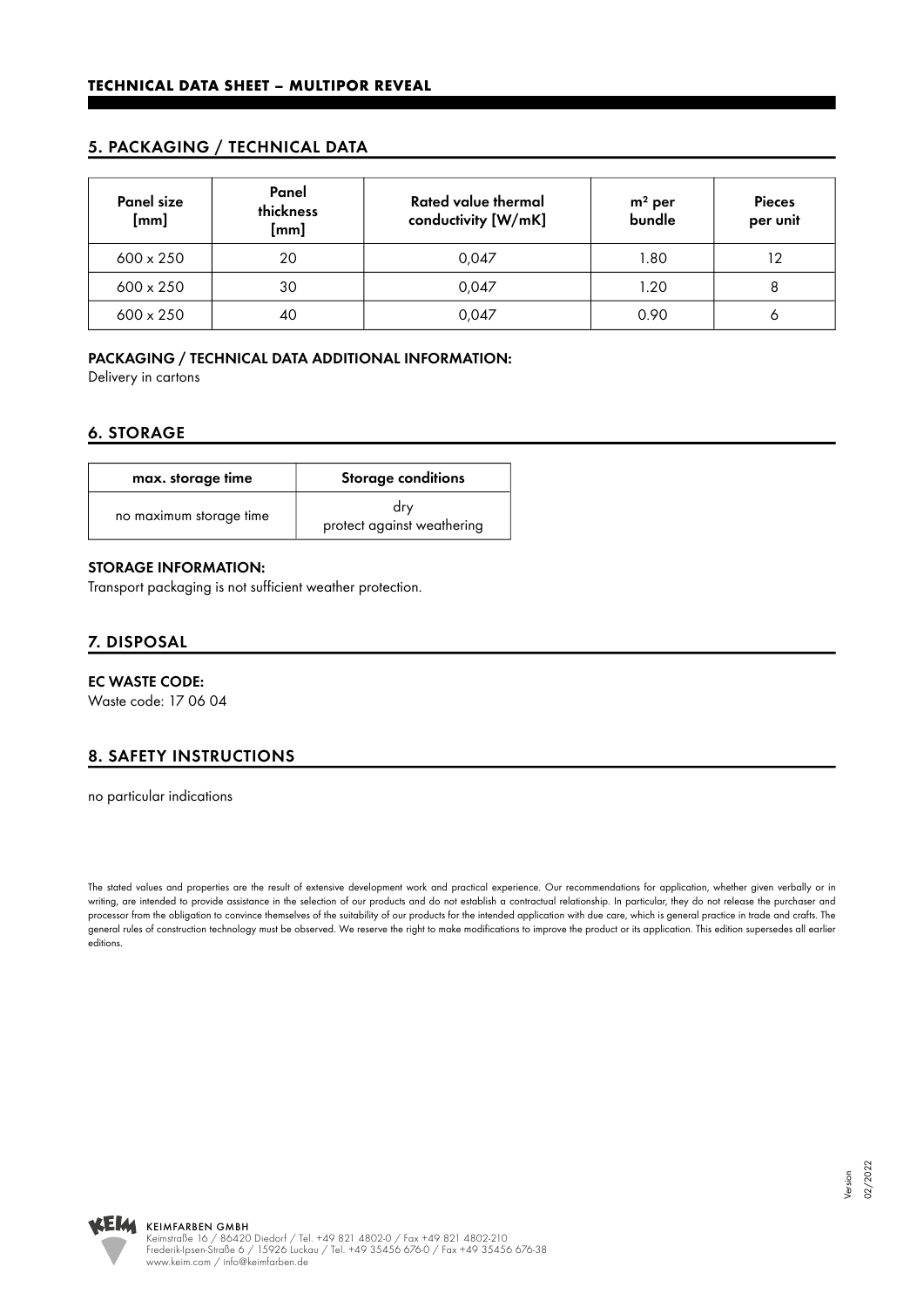## 5. PACKAGING / TECHNICAL DATA

| Panel size [mm] | Panel thickness [mm] | Rated value thermal conductivity [W/mK] | m² per bundle | Pieces per unit |
|---|---|---|---|---|
| 600 x 250 | 20 | 0,047 | 1.80 | 12 |
| 600 x 250 | 30 | 0,047 | 1.20 | 8 |
| 600 x 250 | 40 | 0,047 | 0.90 | 6 |

**PACKAGING / TECHNICAL DATA ADDITIONAL INFORMATION:**
Delivery in cartons

## 6. STORAGE

| max. storage time | Storage conditions |
|---|---|
| no maximum storage time | dry<br>protect against weathering |

**STORAGE INFORMATION:**
Transport packaging is not sufficient weather protection.

## 7. DISPOSAL

**EC WASTE CODE:**
Waste code: 17 06 04

## 8. SAFETY INSTRUCTIONS

no particular indications

The stated values and properties are the result of extensive development work and practical experience. Our recommendations for application, whether given verbally or in writing, are intended to provide assistance in the selection of our products and do not establish a contractual relationship. In particular, they do not release the purchaser and processor from the obligation to convince themselves of the suitability of our products for the intended application with due care, which is general practice in trade and crafts. The general rules of construction technology must be observed. We reserve the right to make modifications to improve the product or its application. This edition supersedes all earlier editions.

KEIMFARBEN GMBH
Keimstraße 16 / 86420 Diedorf / Tel. +49 821 4802-0 / Fax +49 821 4802-210
Frederik-Ipsen-Straße 6 / 15926 Luckau / Tel. +49 35456 676-0 / Fax +49 35456 676-38
www.keim.com / info@keimfarben.de

Version 02/2022